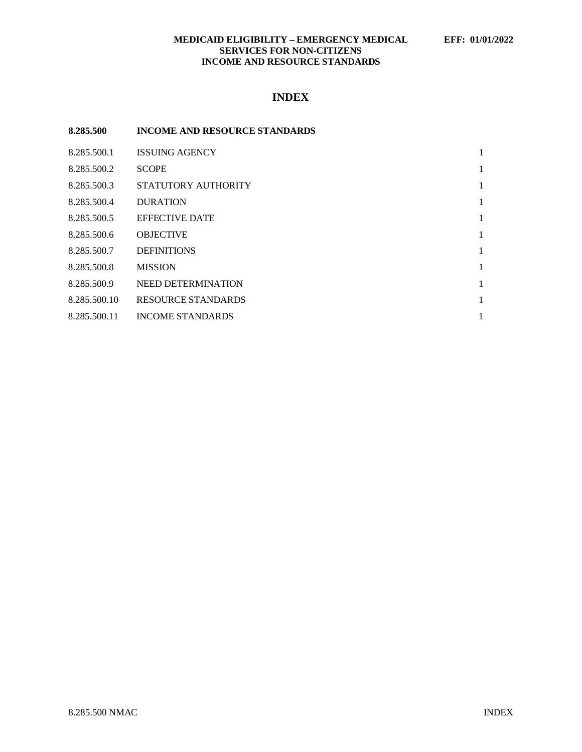**MEDICAID ELIGIBILITY – EMERGENCY MEDICAL SERVICES FOR NON-CITIZENS**
**INCOME AND RESOURCE STANDARDS**

**EFF: 01/01/2022**

# INDEX

| | | |
|---|---|---|
| **8.285.500** | **INCOME AND RESOURCE STANDARDS** | |
| 8.285.500.1 | ISSUING AGENCY | 1 |
| 8.285.500.2 | SCOPE | 1 |
| 8.285.500.3 | STATUTORY AUTHORITY | 1 |
| 8.285.500.4 | DURATION | 1 |
| 8.285.500.5 | EFFECTIVE DATE | 1 |
| 8.285.500.6 | OBJECTIVE | 1 |
| 8.285.500.7 | DEFINITIONS | 1 |
| 8.285.500.8 | MISSION | 1 |
| 8.285.500.9 | NEED DETERMINATION | 1 |
| 8.285.500.10 | RESOURCE STANDARDS | 1 |
| 8.285.500.11 | INCOME STANDARDS | 1 |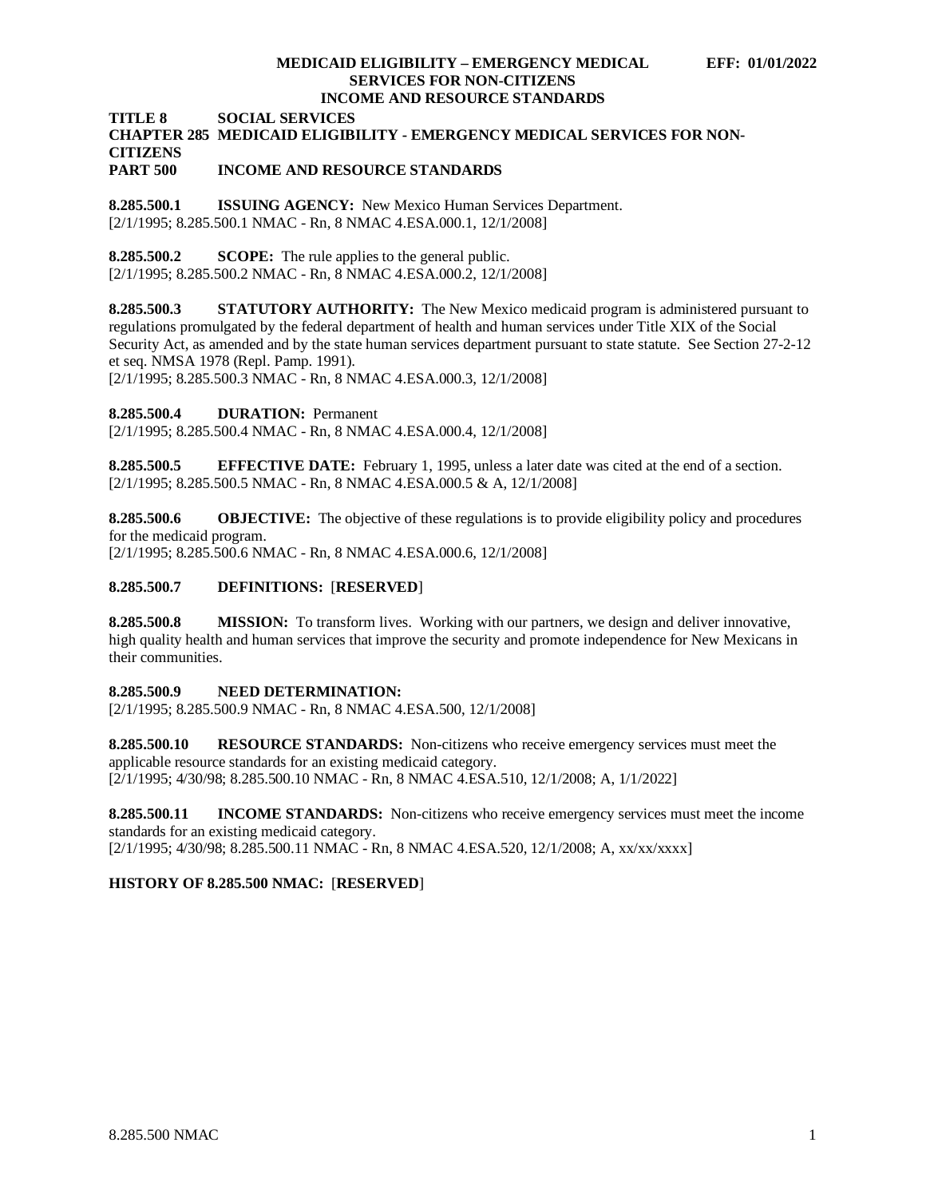**TITLE 8 SOCIAL SERVICES**
**CHAPTER 285 MEDICAID ELIGIBILITY - EMERGENCY MEDICAL SERVICES FOR NON-CITIZENS**
**PART 500 INCOME AND RESOURCE STANDARDS**

**8.285.500.1 ISSUING AGENCY:** New Mexico Human Services Department.
[2/1/1995; 8.285.500.1 NMAC - Rn, 8 NMAC 4.ESA.000.1, 12/1/2008]

**8.285.500.2 SCOPE:** The rule applies to the general public.
[2/1/1995; 8.285.500.2 NMAC - Rn, 8 NMAC 4.ESA.000.2, 12/1/2008]

**8.285.500.3 STATUTORY AUTHORITY:** The New Mexico medicaid program is administered pursuant to regulations promulgated by the federal department of health and human services under Title XIX of the Social Security Act, as amended and by the state human services department pursuant to state statute. See Section 27-2-12 et seq. NMSA 1978 (Repl. Pamp. 1991).
[2/1/1995; 8.285.500.3 NMAC - Rn, 8 NMAC 4.ESA.000.3, 12/1/2008]

**8.285.500.4 DURATION:** Permanent
[2/1/1995; 8.285.500.4 NMAC - Rn, 8 NMAC 4.ESA.000.4, 12/1/2008]

**8.285.500.5 EFFECTIVE DATE:** February 1, 1995, unless a later date was cited at the end of a section.
[2/1/1995; 8.285.500.5 NMAC - Rn, 8 NMAC 4.ESA.000.5 & A, 12/1/2008]

**8.285.500.6 OBJECTIVE:** The objective of these regulations is to provide eligibility policy and procedures for the medicaid program.
[2/1/1995; 8.285.500.6 NMAC - Rn, 8 NMAC 4.ESA.000.6, 12/1/2008]

**8.285.500.7 DEFINITIONS:** [**RESERVED**]

**8.285.500.8 MISSION:** To transform lives. Working with our partners, we design and deliver innovative, high quality health and human services that improve the security and promote independence for New Mexicans in their communities.

**8.285.500.9 NEED DETERMINATION:**
[2/1/1995; 8.285.500.9 NMAC - Rn, 8 NMAC 4.ESA.500, 12/1/2008]

**8.285.500.10 RESOURCE STANDARDS:** Non-citizens who receive emergency services must meet the applicable resource standards for an existing medicaid category.
[2/1/1995; 4/30/98; 8.285.500.10 NMAC - Rn, 8 NMAC 4.ESA.510, 12/1/2008; A, 1/1/2022]

**8.285.500.11 INCOME STANDARDS:** Non-citizens who receive emergency services must meet the income standards for an existing medicaid category.
[2/1/1995; 4/30/98; 8.285.500.11 NMAC - Rn, 8 NMAC 4.ESA.520, 12/1/2008; A, xx/xx/xxxx]

**HISTORY OF 8.285.500 NMAC:** [**RESERVED**]